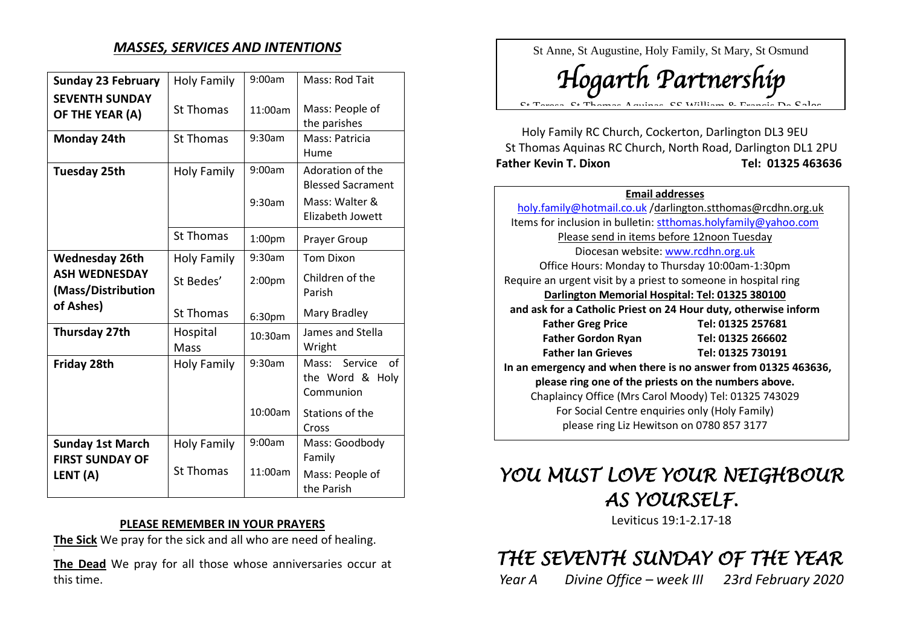## *MASSES, SERVICES AND INTENTIONS*

| | | | |
|---|---|---|---|
| **Sunday 23 February SEVENTH SUNDAY OF THE YEAR (A)** | Holy Family | 9:00am | Mass: Rod Tait |
| | St Thomas | 11:00am | Mass: People of the parishes |
| **Monday 24th** | St Thomas | 9:30am | Mass: Patricia Hume |
| **Tuesday 25th** | Holy Family | 9:00am | Adoration of the Blessed Sacrament |
| | | 9:30am | Mass: Walter & Elizabeth Jowett |
| | St Thomas | 1:00pm | Prayer Group |
| **Wednesday 26th ASH WEDNESDAY (Mass/Distribution of Ashes)** | Holy Family | 9:30am | Tom Dixon |
| | St Bedes' | 2:00pm | Children of the Parish |
| | St Thomas | 6:30pm | Mary Bradley |
| **Thursday 27th** | Hospital Mass | 10:30am | James and Stella Wright |
| **Friday 28th** | Holy Family | 9:30am | Mass: Service of the Word & Holy Communion |
| | | 10:00am | Stations of the Cross |
| **Sunday 1st March FIRST SUNDAY OF LENT (A)** | Holy Family | 9:00am | Mass: Goodbody Family |
| | St Thomas | 11:00am | Mass: People of the Parish |

**PLEASE REMEMBER IN YOUR PRAYERS**

**The Sick** We pray for the sick and all who are need of healing.

**The Dead** We pray for all those whose anniversaries occur at this time.

St Anne, St Augustine, Holy Family, St Mary, St Osmund

# *Hogarth Partnership*

St Teresa, St Thomas Aquinas, SS William & Francis De Sales

Holy Family RC Church, Cockerton, Darlington DL3 9EU
St Thomas Aquinas RC Church, North Road, Darlington DL1 2PU
**Father Kevin T. Dixon** **Tel: 01325 463636**

**Email addresses**

holy.family@hotmail.co.uk /darlington.stthomas@rcdhn.org.uk
Items for inclusion in bulletin: stthomas.holyfamily@yahoo.com
Please send in items before 12noon Tuesday
Diocesan website: www.rcdhn.org.uk
Office Hours: Monday to Thursday 10:00am-1:30pm
Require an urgent visit by a priest to someone in hospital ring
**Darlington Memorial Hospital: Tel: 01325 380100**
**and ask for a Catholic Priest on 24 Hour duty, otherwise inform**

| | |
|---|---|
| **Father Greg Price** | **Tel: 01325 257681** |
| **Father Gordon Ryan** | **Tel: 01325 266602** |
| **Father Ian Grieves** | **Tel: 01325 730191** |

**In an emergency and when there is no answer from 01325 463636, please ring one of the priests on the numbers above.**
Chaplaincy Office (Mrs Carol Moody) Tel: 01325 743029
For Social Centre enquiries only (Holy Family)
please ring Liz Hewitson on 0780 857 3177

# *YOU MUST LOVE YOUR NEIGHBOUR AS YOURSELF.*

Leviticus 19:1-2.17-18

# *THE SEVENTH SUNDAY OF THE YEAR*

*Year A Divine Office – week III 23rd February 2020*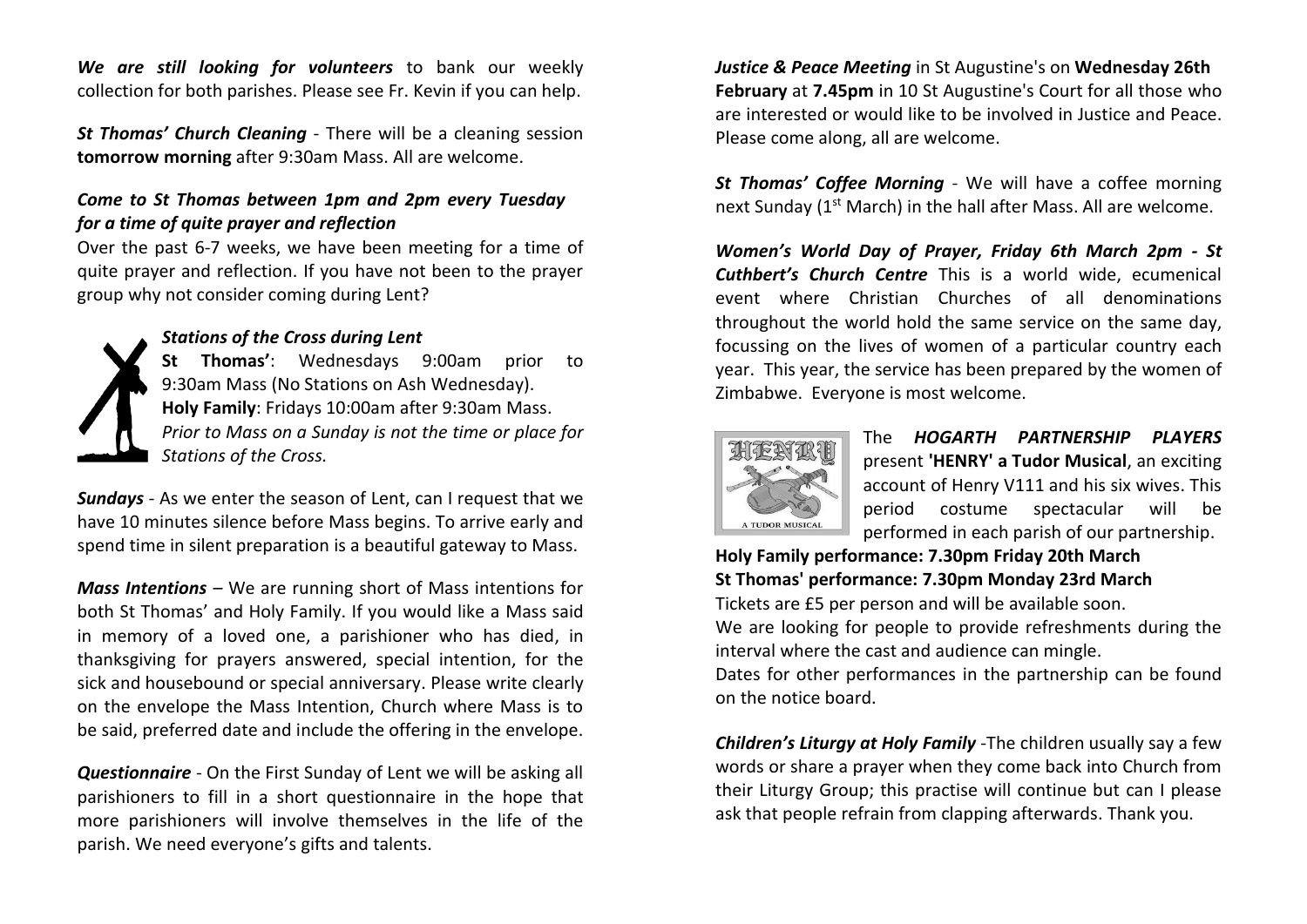***We are still looking for volunteers*** to bank our weekly collection for both parishes. Please see Fr. Kevin if you can help.

***St Thomas' Church Cleaning*** - There will be a cleaning session **tomorrow morning** after 9:30am Mass. All are welcome.

***Come to St Thomas between 1pm and 2pm every Tuesday for a time of quite prayer and reflection***

Over the past 6-7 weeks, we have been meeting for a time of quite prayer and reflection. If you have not been to the prayer group why not consider coming during Lent?

***Stations of the Cross during Lent***

**St Thomas'**: Wednesdays 9:00am prior to 9:30am Mass (No Stations on Ash Wednesday).

**Holy Family**: Fridays 10:00am after 9:30am Mass.

*Prior to Mass on a Sunday is not the time or place for Stations of the Cross.*

***Sundays*** - As we enter the season of Lent, can I request that we have 10 minutes silence before Mass begins. To arrive early and spend time in silent preparation is a beautiful gateway to Mass.

***Mass Intentions*** – We are running short of Mass intentions for both St Thomas' and Holy Family. If you would like a Mass said in memory of a loved one, a parishioner who has died, in thanksgiving for prayers answered, special intention, for the sick and housebound or special anniversary. Please write clearly on the envelope the Mass Intention, Church where Mass is to be said, preferred date and include the offering in the envelope.

***Questionnaire*** - On the First Sunday of Lent we will be asking all parishioners to fill in a short questionnaire in the hope that more parishioners will involve themselves in the life of the parish. We need everyone's gifts and talents.

***Justice & Peace Meeting*** in St Augustine's on **Wednesday 26th February** at **7.45pm** in 10 St Augustine's Court for all those who are interested or would like to be involved in Justice and Peace. Please come along, all are welcome.

***St Thomas' Coffee Morning*** - We will have a coffee morning next Sunday (1st March) in the hall after Mass. All are welcome.

***Women's World Day of Prayer, Friday 6th March 2pm - St Cuthbert's Church Centre*** This is a world wide, ecumenical event where Christian Churches of all denominations throughout the world hold the same service on the same day, focussing on the lives of women of a particular country each year. This year, the service has been prepared by the women of Zimbabwe. Everyone is most welcome.

The ***HOGARTH PARTNERSHIP PLAYERS*** present **'HENRY' a Tudor Musical**, an exciting account of Henry V111 and his six wives. This period costume spectacular will be performed in each parish of our partnership.

**Holy Family performance: 7.30pm Friday 20th March**

**St Thomas' performance: 7.30pm Monday 23rd March**

Tickets are £5 per person and will be available soon.

We are looking for people to provide refreshments during the interval where the cast and audience can mingle.

Dates for other performances in the partnership can be found on the notice board.

***Children's Liturgy at Holy Family*** -The children usually say a few words or share a prayer when they come back into Church from their Liturgy Group; this practise will continue but can I please ask that people refrain from clapping afterwards. Thank you.